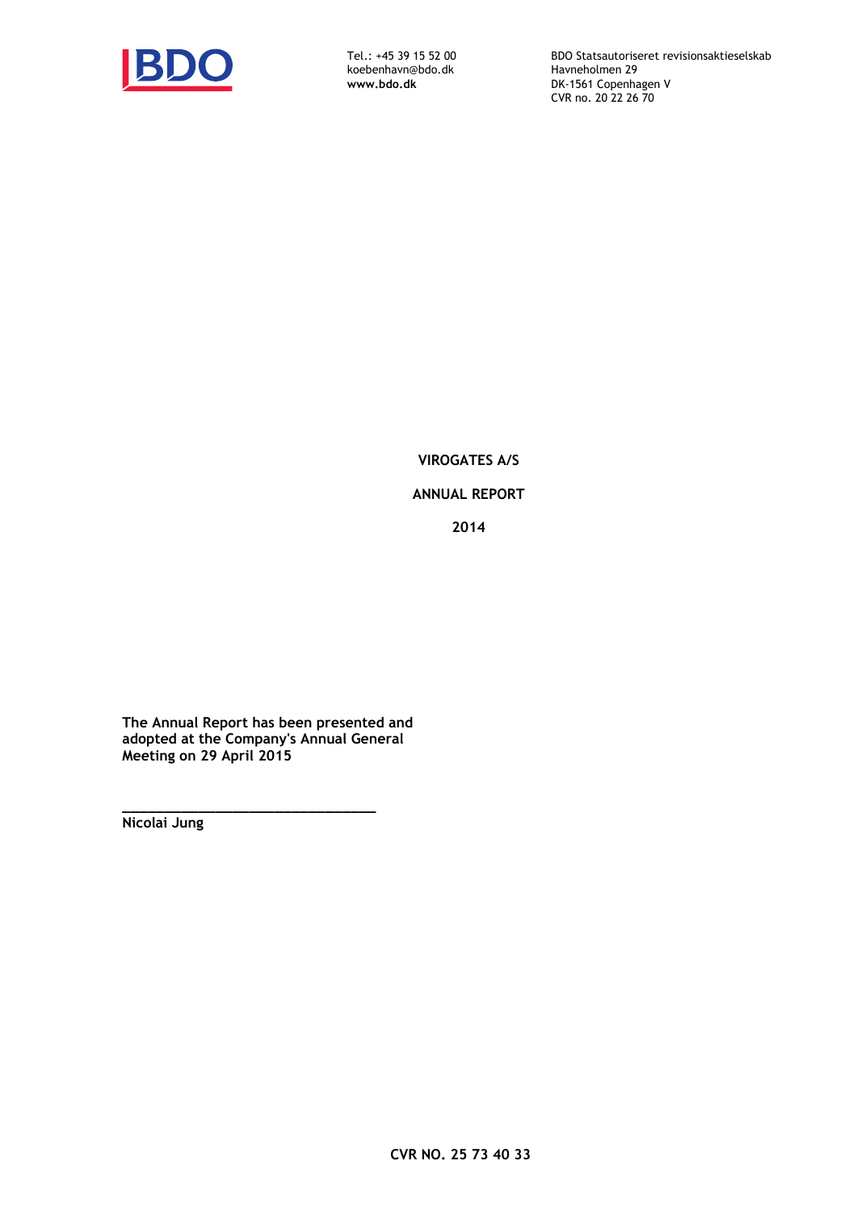Tel.: +45 39 15 52 00
koebenhavn@bdo.dk
**www.bdo.dk**

BDO Statsautoriseret revisionsaktieselskab
Havneholmen 29
DK-1561 Copenhagen V
CVR no. 20 22 26 70

# VIROGATES A/S

# ANNUAL REPORT

# 2014

**The Annual Report has been presented and adopted at the Company's Annual General Meeting on 29 April 2015**

\_\_\_\_\_\_\_\_\_\_\_\_\_\_\_\_\_\_\_\_\_\_\_\_\_\_\_\_\_\_\_\_
**Nicolai Jung**

**CVR NO. 25 73 40 33**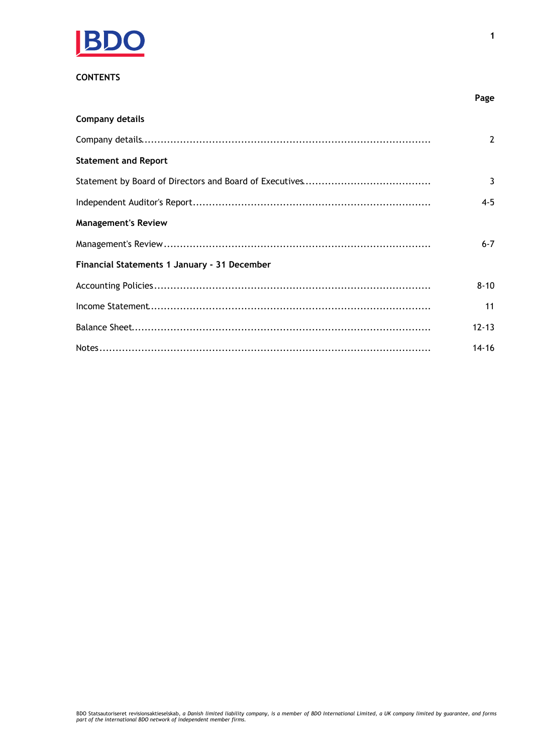## CONTENTS

| | Page |
|---|---|
| **Company details** | |
| Company details | 2 |
| **Statement and Report** | |
| Statement by Board of Directors and Board of Executives | 3 |
| Independent Auditor's Report | 4-5 |
| **Management's Review** | |
| Management's Review | 6-7 |
| **Financial Statements 1 January - 31 December** | |
| Accounting Policies | 8-10 |
| Income Statement | 11 |
| Balance Sheet | 12-13 |
| Notes | 14-16 |

BDO Statsautoriseret revisionsaktieselskab, *a Danish limited liability company, is a member of BDO International Limited, a UK company limited by guarantee, and forms part of the international BDO network of independent member firms.*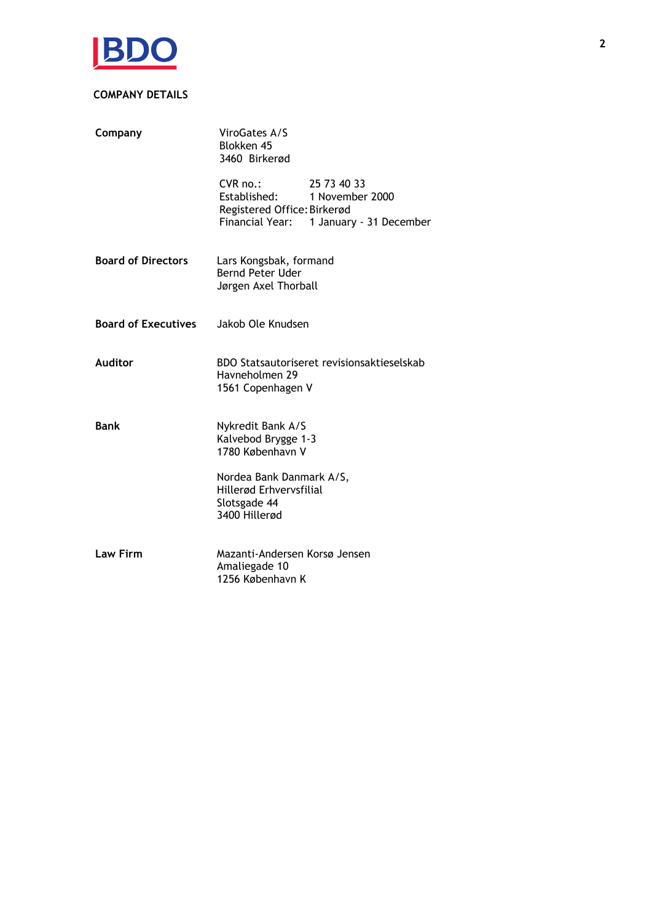## COMPANY DETAILS

**Company**

ViroGates A/S
Blokken 45
3460 Birkerød

CVR no.: 25 73 40 33
Established: 1 November 2000
Registered Office: Birkerød
Financial Year: 1 January - 31 December

**Board of Directors**

Lars Kongsbak, formand
Bernd Peter Uder
Jørgen Axel Thorball

**Board of Executives**

Jakob Ole Knudsen

**Auditor**

BDO Statsautoriseret revisionsaktieselskab
Havneholmen 29
1561 Copenhagen V

**Bank**

Nykredit Bank A/S
Kalvebod Brygge 1-3
1780 København V

Nordea Bank Danmark A/S,
Hillerød Erhvervsfilial
Slotsgade 44
3400 Hillerød

**Law Firm**

Mazanti-Andersen Korsø Jensen
Amaliegade 10
1256 København K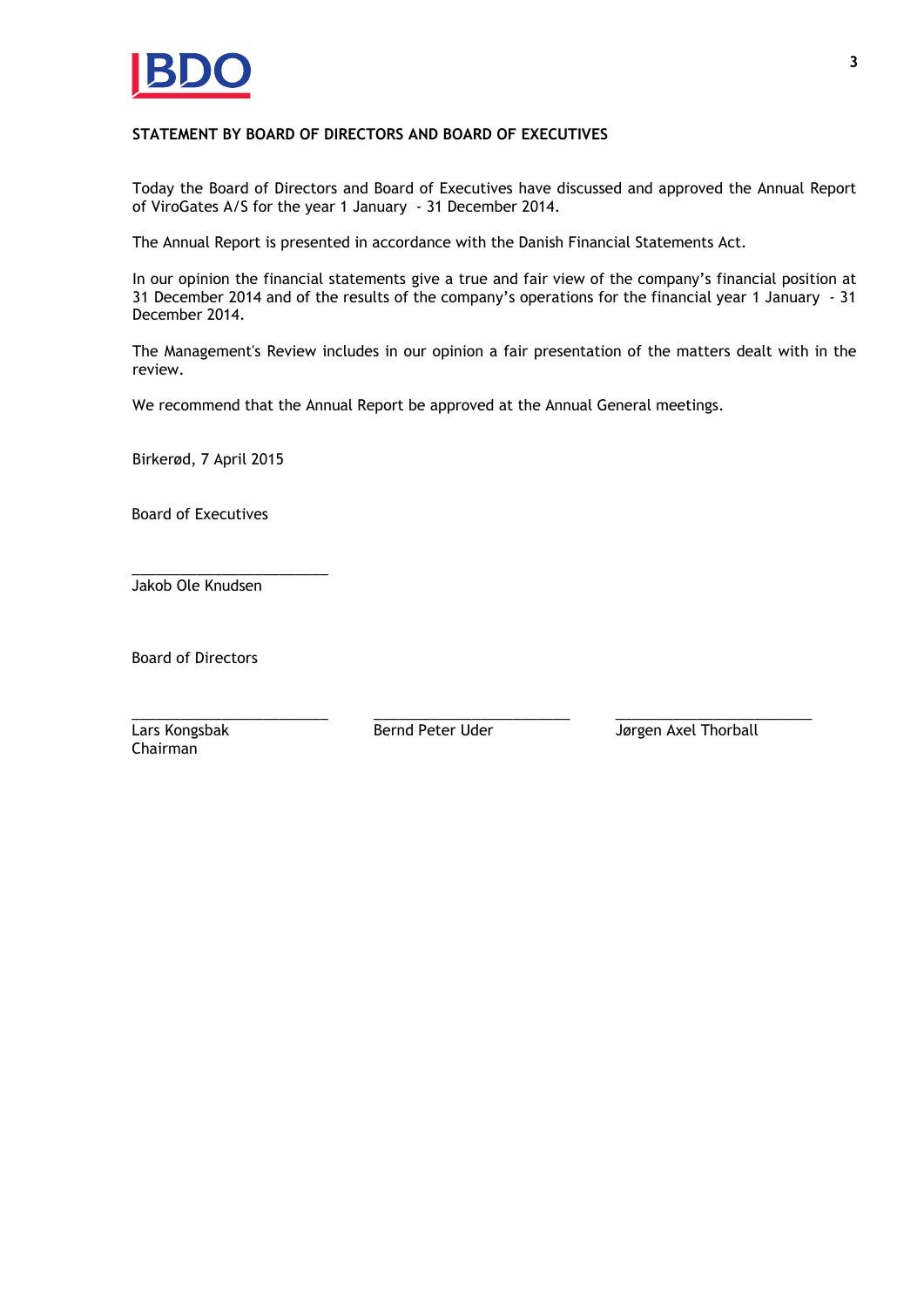## STATEMENT BY BOARD OF DIRECTORS AND BOARD OF EXECUTIVES

Today the Board of Directors and Board of Executives have discussed and approved the Annual Report of ViroGates A/S for the year 1 January - 31 December 2014.

The Annual Report is presented in accordance with the Danish Financial Statements Act.

In our opinion the financial statements give a true and fair view of the company's financial position at 31 December 2014 and of the results of the company's operations for the financial year 1 January - 31 December 2014.

The Management's Review includes in our opinion a fair presentation of the matters dealt with in the review.

We recommend that the Annual Report be approved at the Annual General meetings.

Birkerød, 7 April 2015

Board of Executives

________________________
Jakob Ole Knudsen

Board of Directors

| ________________________ | ________________________ | ________________________ |
|---|---|---|
| Lars Kongsbak<br>Chairman | Bernd Peter Uder | Jørgen Axel Thorball |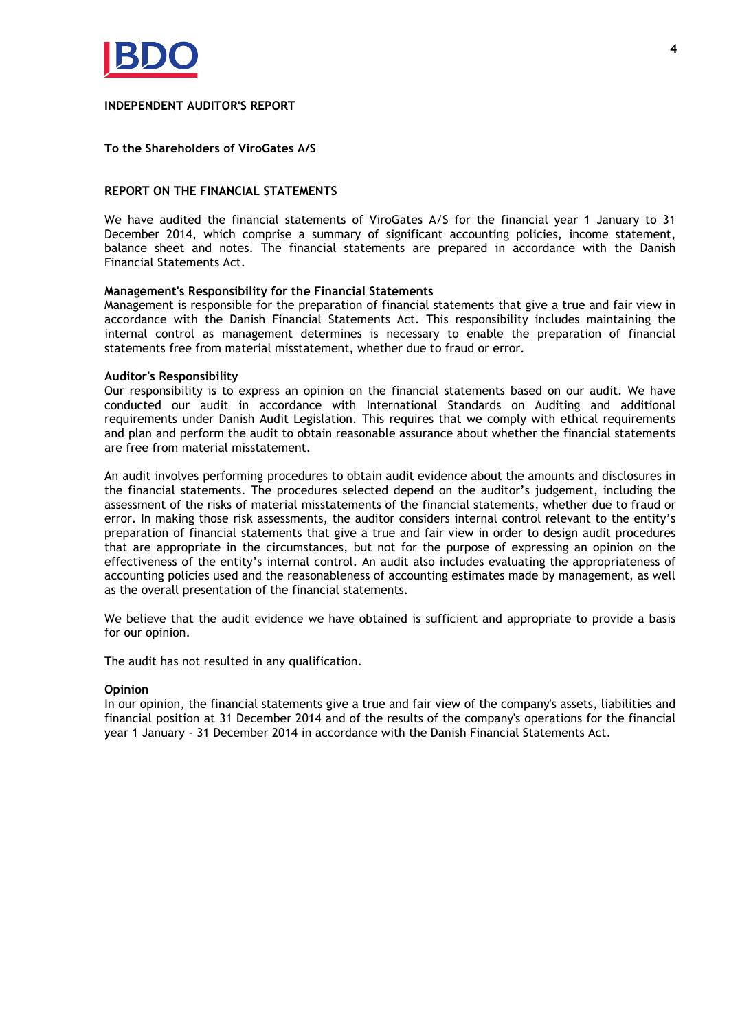# INDEPENDENT AUDITOR'S REPORT

**To the Shareholders of ViroGates A/S**

## REPORT ON THE FINANCIAL STATEMENTS

We have audited the financial statements of ViroGates A/S for the financial year 1 January to 31 December 2014, which comprise a summary of significant accounting policies, income statement, balance sheet and notes. The financial statements are prepared in accordance with the Danish Financial Statements Act.

### Management's Responsibility for the Financial Statements

Management is responsible for the preparation of financial statements that give a true and fair view in accordance with the Danish Financial Statements Act. This responsibility includes maintaining the internal control as management determines is necessary to enable the preparation of financial statements free from material misstatement, whether due to fraud or error.

### Auditor's Responsibility

Our responsibility is to express an opinion on the financial statements based on our audit. We have conducted our audit in accordance with International Standards on Auditing and additional requirements under Danish Audit Legislation. This requires that we comply with ethical requirements and plan and perform the audit to obtain reasonable assurance about whether the financial statements are free from material misstatement.

An audit involves performing procedures to obtain audit evidence about the amounts and disclosures in the financial statements. The procedures selected depend on the auditor's judgement, including the assessment of the risks of material misstatements of the financial statements, whether due to fraud or error. In making those risk assessments, the auditor considers internal control relevant to the entity's preparation of financial statements that give a true and fair view in order to design audit procedures that are appropriate in the circumstances, but not for the purpose of expressing an opinion on the effectiveness of the entity's internal control. An audit also includes evaluating the appropriateness of accounting policies used and the reasonableness of accounting estimates made by management, as well as the overall presentation of the financial statements.

We believe that the audit evidence we have obtained is sufficient and appropriate to provide a basis for our opinion.

The audit has not resulted in any qualification.

### Opinion

In our opinion, the financial statements give a true and fair view of the company's assets, liabilities and financial position at 31 December 2014 and of the results of the company's operations for the financial year 1 January - 31 December 2014 in accordance with the Danish Financial Statements Act.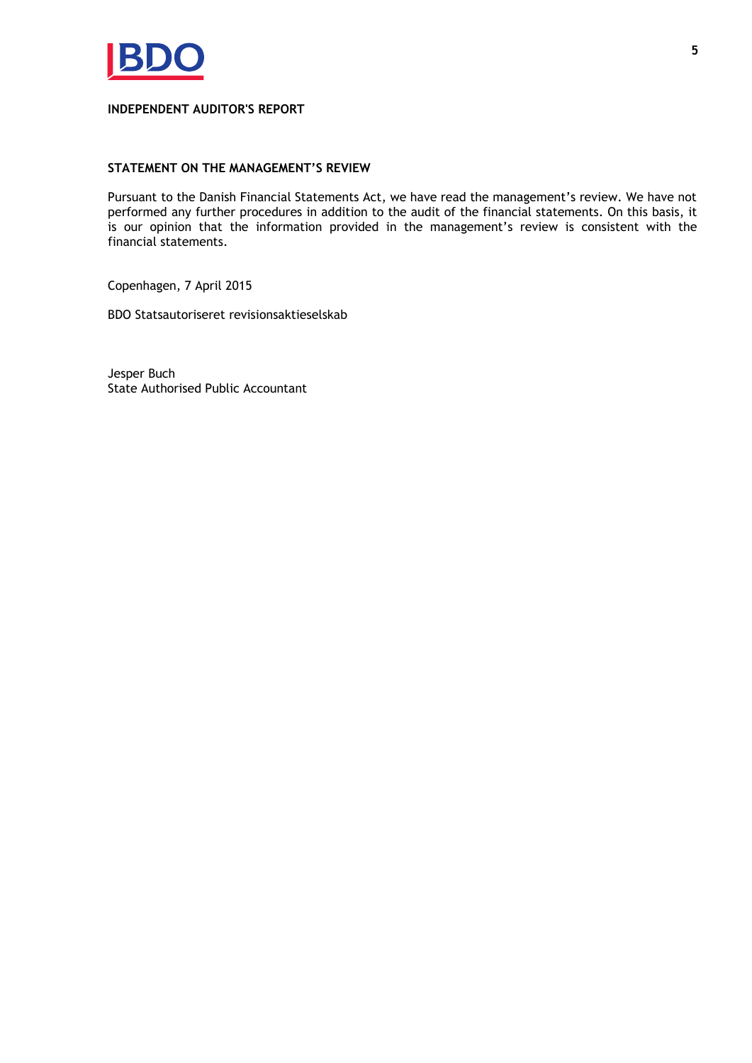**INDEPENDENT AUDITOR'S REPORT**

**STATEMENT ON THE MANAGEMENT'S REVIEW**

Pursuant to the Danish Financial Statements Act, we have read the management's review. We have not performed any further procedures in addition to the audit of the financial statements. On this basis, it is our opinion that the information provided in the management's review is consistent with the financial statements.

Copenhagen, 7 April 2015

BDO Statsautoriseret revisionsaktieselskab

Jesper Buch
State Authorised Public Accountant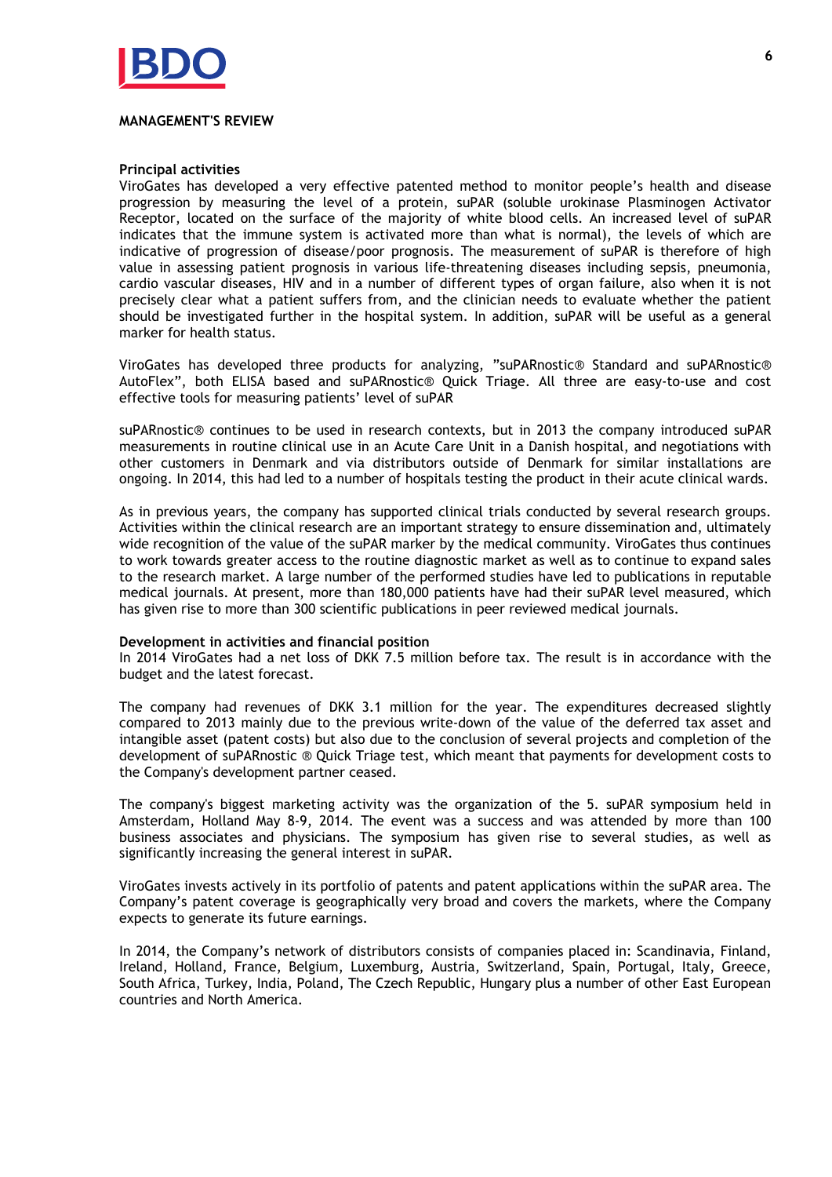## MANAGEMENT'S REVIEW

### Principal activities

ViroGates has developed a very effective patented method to monitor people's health and disease progression by measuring the level of a protein, suPAR (soluble urokinase Plasminogen Activator Receptor, located on the surface of the majority of white blood cells. An increased level of suPAR indicates that the immune system is activated more than what is normal), the levels of which are indicative of progression of disease/poor prognosis. The measurement of suPAR is therefore of high value in assessing patient prognosis in various life-threatening diseases including sepsis, pneumonia, cardio vascular diseases, HIV and in a number of different types of organ failure, also when it is not precisely clear what a patient suffers from, and the clinician needs to evaluate whether the patient should be investigated further in the hospital system. In addition, suPAR will be useful as a general marker for health status.

ViroGates has developed three products for analyzing, "suPARnostic® Standard and suPARnostic® AutoFlex", both ELISA based and suPARnostic® Quick Triage. All three are easy-to-use and cost effective tools for measuring patients' level of suPAR

suPARnostic® continues to be used in research contexts, but in 2013 the company introduced suPAR measurements in routine clinical use in an Acute Care Unit in a Danish hospital, and negotiations with other customers in Denmark and via distributors outside of Denmark for similar installations are ongoing. In 2014, this had led to a number of hospitals testing the product in their acute clinical wards.

As in previous years, the company has supported clinical trials conducted by several research groups. Activities within the clinical research are an important strategy to ensure dissemination and, ultimately wide recognition of the value of the suPAR marker by the medical community. ViroGates thus continues to work towards greater access to the routine diagnostic market as well as to continue to expand sales to the research market. A large number of the performed studies have led to publications in reputable medical journals. At present, more than 180,000 patients have had their suPAR level measured, which has given rise to more than 300 scientific publications in peer reviewed medical journals.

### Development in activities and financial position

In 2014 ViroGates had a net loss of DKK 7.5 million before tax. The result is in accordance with the budget and the latest forecast.

The company had revenues of DKK 3.1 million for the year. The expenditures decreased slightly compared to 2013 mainly due to the previous write-down of the value of the deferred tax asset and intangible asset (patent costs) but also due to the conclusion of several projects and completion of the development of suPARnostic ® Quick Triage test, which meant that payments for development costs to the Company's development partner ceased.

The company's biggest marketing activity was the organization of the 5. suPAR symposium held in Amsterdam, Holland May 8-9, 2014. The event was a success and was attended by more than 100 business associates and physicians. The symposium has given rise to several studies, as well as significantly increasing the general interest in suPAR.

ViroGates invests actively in its portfolio of patents and patent applications within the suPAR area. The Company's patent coverage is geographically very broad and covers the markets, where the Company expects to generate its future earnings.

In 2014, the Company's network of distributors consists of companies placed in: Scandinavia, Finland, Ireland, Holland, France, Belgium, Luxemburg, Austria, Switzerland, Spain, Portugal, Italy, Greece, South Africa, Turkey, India, Poland, The Czech Republic, Hungary plus a number of other East European countries and North America.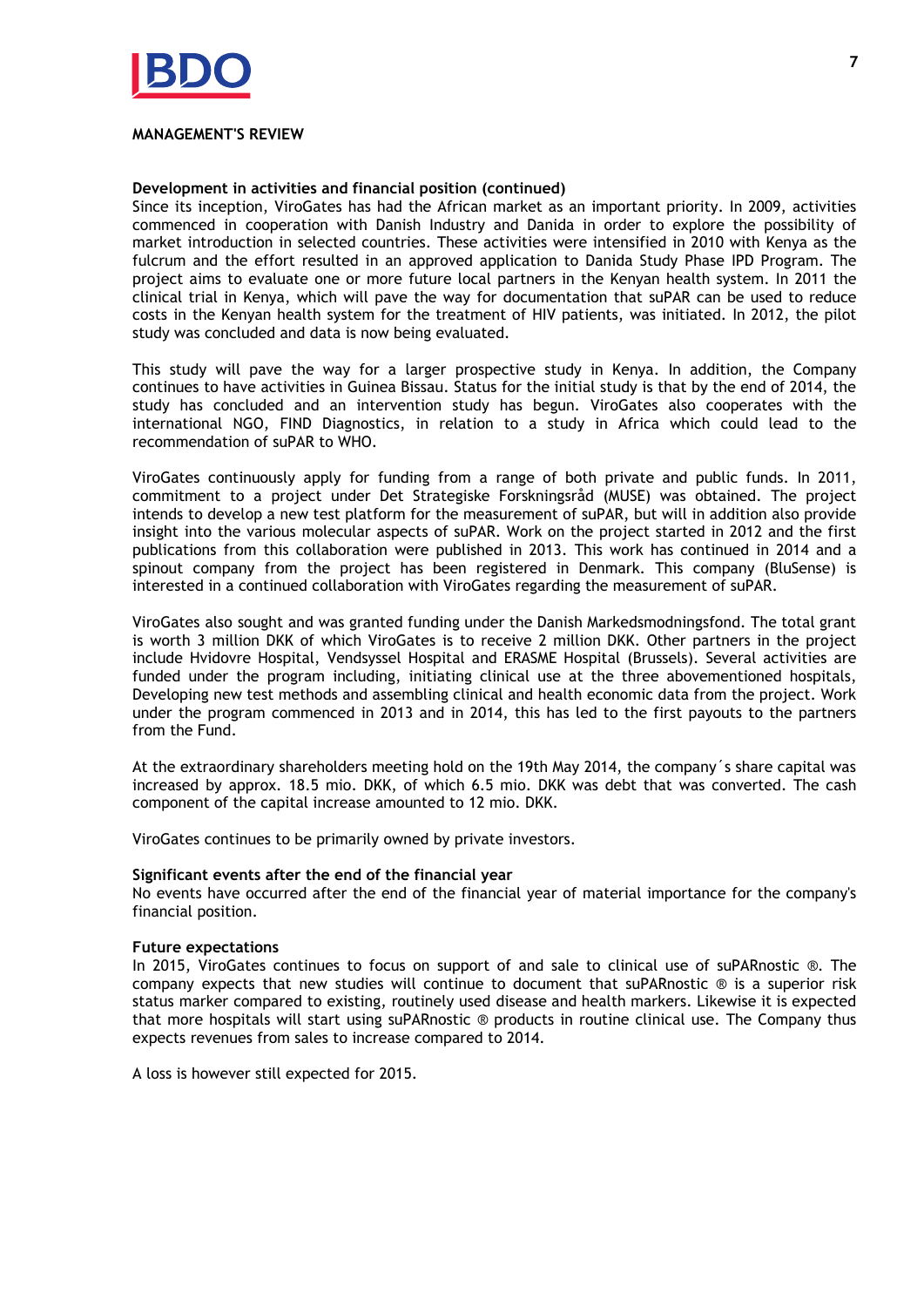## MANAGEMENT'S REVIEW

**Development in activities and financial position (continued)**

Since its inception, ViroGates has had the African market as an important priority. In 2009, activities commenced in cooperation with Danish Industry and Danida in order to explore the possibility of market introduction in selected countries. These activities were intensified in 2010 with Kenya as the fulcrum and the effort resulted in an approved application to Danida Study Phase IPD Program. The project aims to evaluate one or more future local partners in the Kenyan health system. In 2011 the clinical trial in Kenya, which will pave the way for documentation that suPAR can be used to reduce costs in the Kenyan health system for the treatment of HIV patients, was initiated. In 2012, the pilot study was concluded and data is now being evaluated.

This study will pave the way for a larger prospective study in Kenya. In addition, the Company continues to have activities in Guinea Bissau. Status for the initial study is that by the end of 2014, the study has concluded and an intervention study has begun. ViroGates also cooperates with the international NGO, FIND Diagnostics, in relation to a study in Africa which could lead to the recommendation of suPAR to WHO.

ViroGates continuously apply for funding from a range of both private and public funds. In 2011, commitment to a project under Det Strategiske Forskningsråd (MUSE) was obtained. The project intends to develop a new test platform for the measurement of suPAR, but will in addition also provide insight into the various molecular aspects of suPAR. Work on the project started in 2012 and the first publications from this collaboration were published in 2013. This work has continued in 2014 and a spinout company from the project has been registered in Denmark. This company (BluSense) is interested in a continued collaboration with ViroGates regarding the measurement of suPAR.

ViroGates also sought and was granted funding under the Danish Markedsmodningsfond. The total grant is worth 3 million DKK of which ViroGates is to receive 2 million DKK. Other partners in the project include Hvidovre Hospital, Vendsyssel Hospital and ERASME Hospital (Brussels). Several activities are funded under the program including, initiating clinical use at the three abovementioned hospitals, Developing new test methods and assembling clinical and health economic data from the project. Work under the program commenced in 2013 and in 2014, this has led to the first payouts to the partners from the Fund.

At the extraordinary shareholders meeting hold on the 19th May 2014, the company´s share capital was increased by approx. 18.5 mio. DKK, of which 6.5 mio. DKK was debt that was converted. The cash component of the capital increase amounted to 12 mio. DKK.

ViroGates continues to be primarily owned by private investors.

**Significant events after the end of the financial year**

No events have occurred after the end of the financial year of material importance for the company's financial position.

**Future expectations**

In 2015, ViroGates continues to focus on support of and sale to clinical use of suPARnostic ®. The company expects that new studies will continue to document that suPARnostic ® is a superior risk status marker compared to existing, routinely used disease and health markers. Likewise it is expected that more hospitals will start using suPARnostic ® products in routine clinical use. The Company thus expects revenues from sales to increase compared to 2014.

A loss is however still expected for 2015.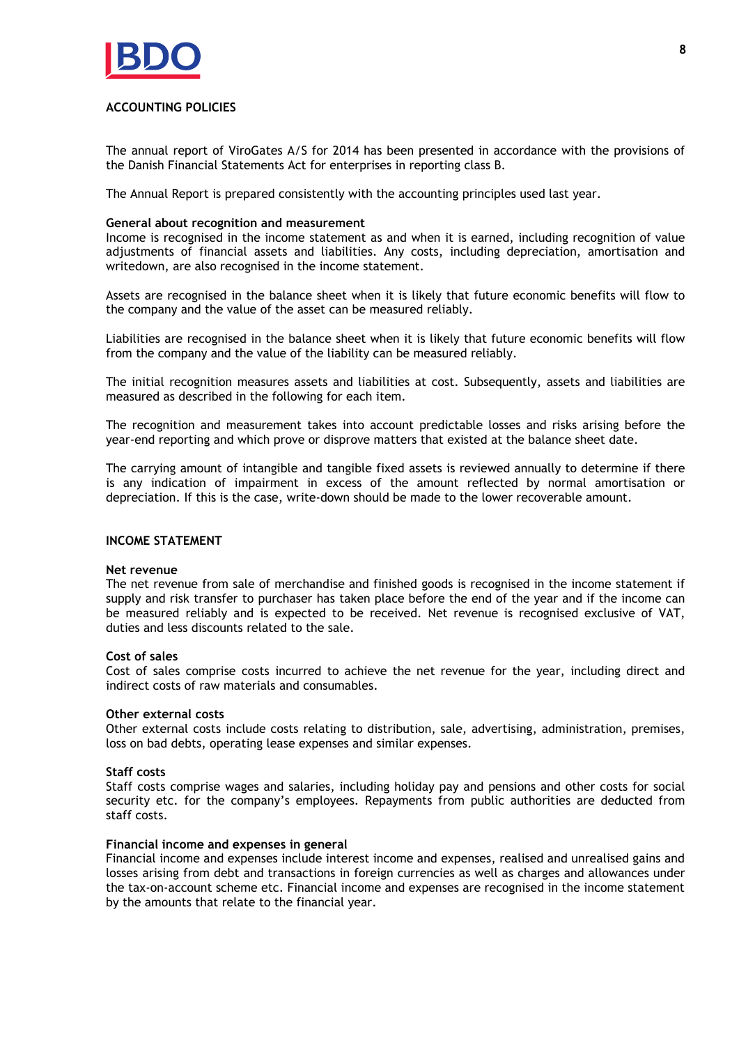## ACCOUNTING POLICIES

The annual report of ViroGates A/S for 2014 has been presented in accordance with the provisions of the Danish Financial Statements Act for enterprises in reporting class B.

The Annual Report is prepared consistently with the accounting principles used last year.

### General about recognition and measurement

Income is recognised in the income statement as and when it is earned, including recognition of value adjustments of financial assets and liabilities. Any costs, including depreciation, amortisation and writedown, are also recognised in the income statement.

Assets are recognised in the balance sheet when it is likely that future economic benefits will flow to the company and the value of the asset can be measured reliably.

Liabilities are recognised in the balance sheet when it is likely that future economic benefits will flow from the company and the value of the liability can be measured reliably.

The initial recognition measures assets and liabilities at cost. Subsequently, assets and liabilities are measured as described in the following for each item.

The recognition and measurement takes into account predictable losses and risks arising before the year-end reporting and which prove or disprove matters that existed at the balance sheet date.

The carrying amount of intangible and tangible fixed assets is reviewed annually to determine if there is any indication of impairment in excess of the amount reflected by normal amortisation or depreciation. If this is the case, write-down should be made to the lower recoverable amount.

## INCOME STATEMENT

### Net revenue

The net revenue from sale of merchandise and finished goods is recognised in the income statement if supply and risk transfer to purchaser has taken place before the end of the year and if the income can be measured reliably and is expected to be received. Net revenue is recognised exclusive of VAT, duties and less discounts related to the sale.

### Cost of sales

Cost of sales comprise costs incurred to achieve the net revenue for the year, including direct and indirect costs of raw materials and consumables.

### Other external costs

Other external costs include costs relating to distribution, sale, advertising, administration, premises, loss on bad debts, operating lease expenses and similar expenses.

### Staff costs

Staff costs comprise wages and salaries, including holiday pay and pensions and other costs for social security etc. for the company's employees. Repayments from public authorities are deducted from staff costs.

### Financial income and expenses in general

Financial income and expenses include interest income and expenses, realised and unrealised gains and losses arising from debt and transactions in foreign currencies as well as charges and allowances under the tax-on-account scheme etc. Financial income and expenses are recognised in the income statement by the amounts that relate to the financial year.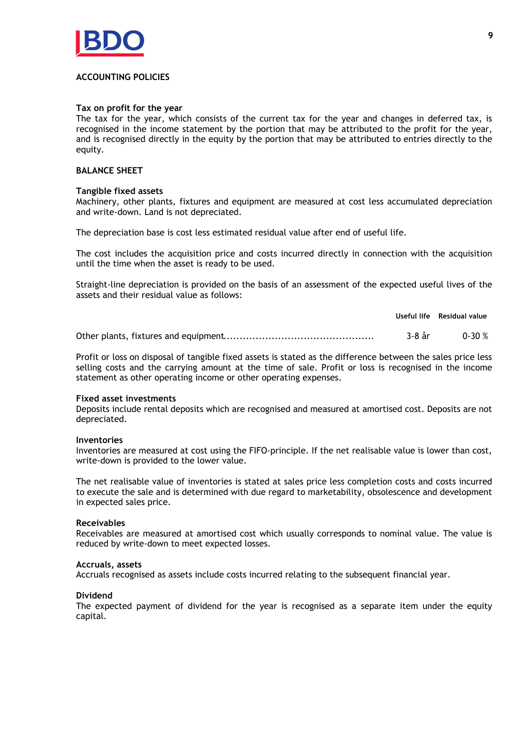## ACCOUNTING POLICIES

**Tax on profit for the year**
The tax for the year, which consists of the current tax for the year and changes in deferred tax, is recognised in the income statement by the portion that may be attributed to the profit for the year, and is recognised directly in the equity by the portion that may be attributed to entries directly to the equity.

## BALANCE SHEET

**Tangible fixed assets**
Machinery, other plants, fixtures and equipment are measured at cost less accumulated depreciation and write-down. Land is not depreciated.

The depreciation base is cost less estimated residual value after end of useful life.

The cost includes the acquisition price and costs incurred directly in connection with the acquisition until the time when the asset is ready to be used.

Straight-line depreciation is provided on the basis of an assessment of the expected useful lives of the assets and their residual value as follows:

| | Useful life | Residual value |
|---|---|---|
| Other plants, fixtures and equipment | 3-8 år | 0-30 % |

Profit or loss on disposal of tangible fixed assets is stated as the difference between the sales price less selling costs and the carrying amount at the time of sale. Profit or loss is recognised in the income statement as other operating income or other operating expenses.

**Fixed asset investments**
Deposits include rental deposits which are recognised and measured at amortised cost. Deposits are not depreciated.

**Inventories**
Inventories are measured at cost using the FIFO-principle. If the net realisable value is lower than cost, write-down is provided to the lower value.

The net realisable value of inventories is stated at sales price less completion costs and costs incurred to execute the sale and is determined with due regard to marketability, obsolescence and development in expected sales price.

**Receivables**
Receivables are measured at amortised cost which usually corresponds to nominal value. The value is reduced by write-down to meet expected losses.

**Accruals, assets**
Accruals recognised as assets include costs incurred relating to the subsequent financial year.

**Dividend**
The expected payment of dividend for the year is recognised as a separate item under the equity capital.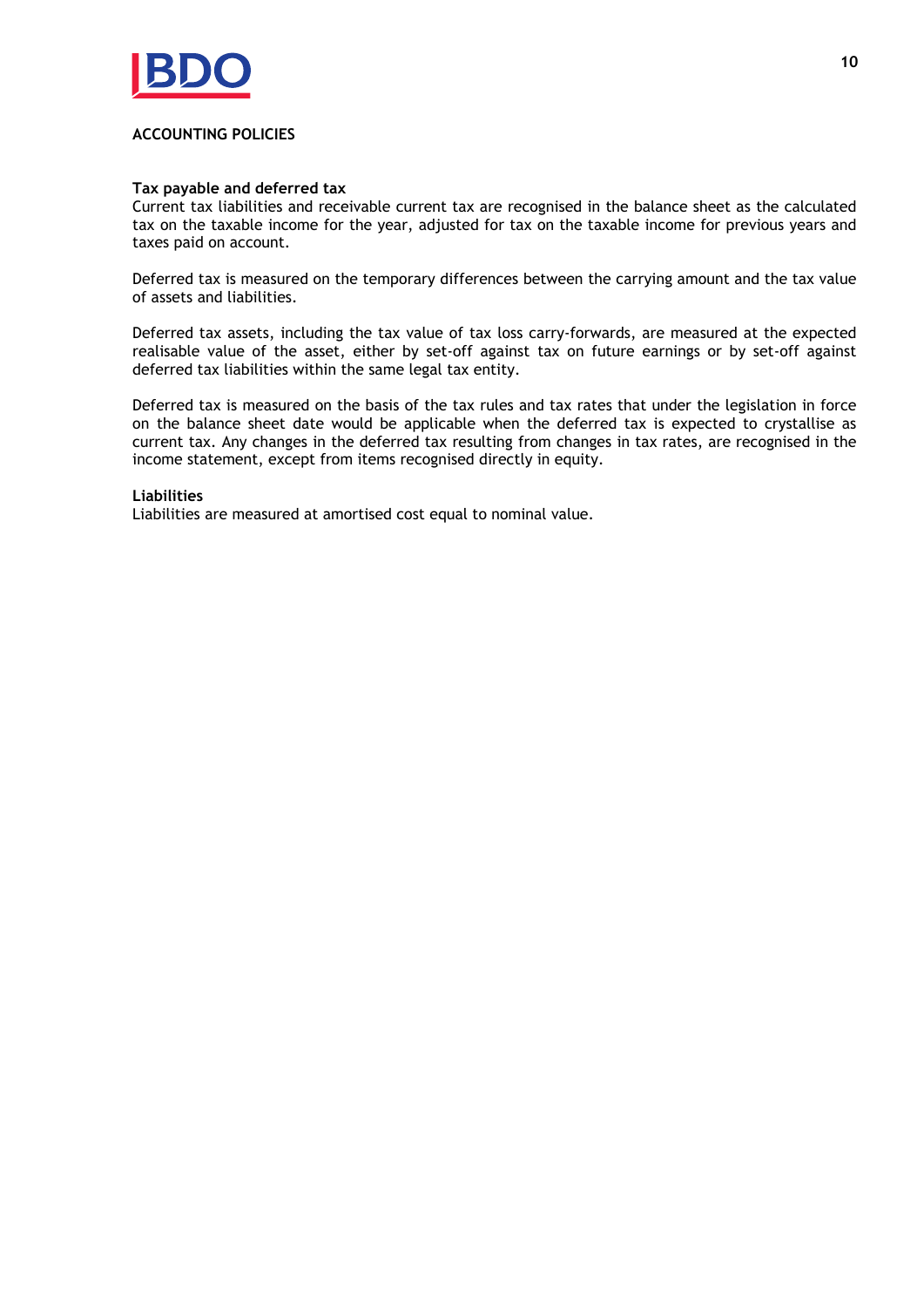## ACCOUNTING POLICIES

**Tax payable and deferred tax**
Current tax liabilities and receivable current tax are recognised in the balance sheet as the calculated tax on the taxable income for the year, adjusted for tax on the taxable income for previous years and taxes paid on account.

Deferred tax is measured on the temporary differences between the carrying amount and the tax value of assets and liabilities.

Deferred tax assets, including the tax value of tax loss carry-forwards, are measured at the expected realisable value of the asset, either by set-off against tax on future earnings or by set-off against deferred tax liabilities within the same legal tax entity.

Deferred tax is measured on the basis of the tax rules and tax rates that under the legislation in force on the balance sheet date would be applicable when the deferred tax is expected to crystallise as current tax. Any changes in the deferred tax resulting from changes in tax rates, are recognised in the income statement, except from items recognised directly in equity.

**Liabilities**
Liabilities are measured at amortised cost equal to nominal value.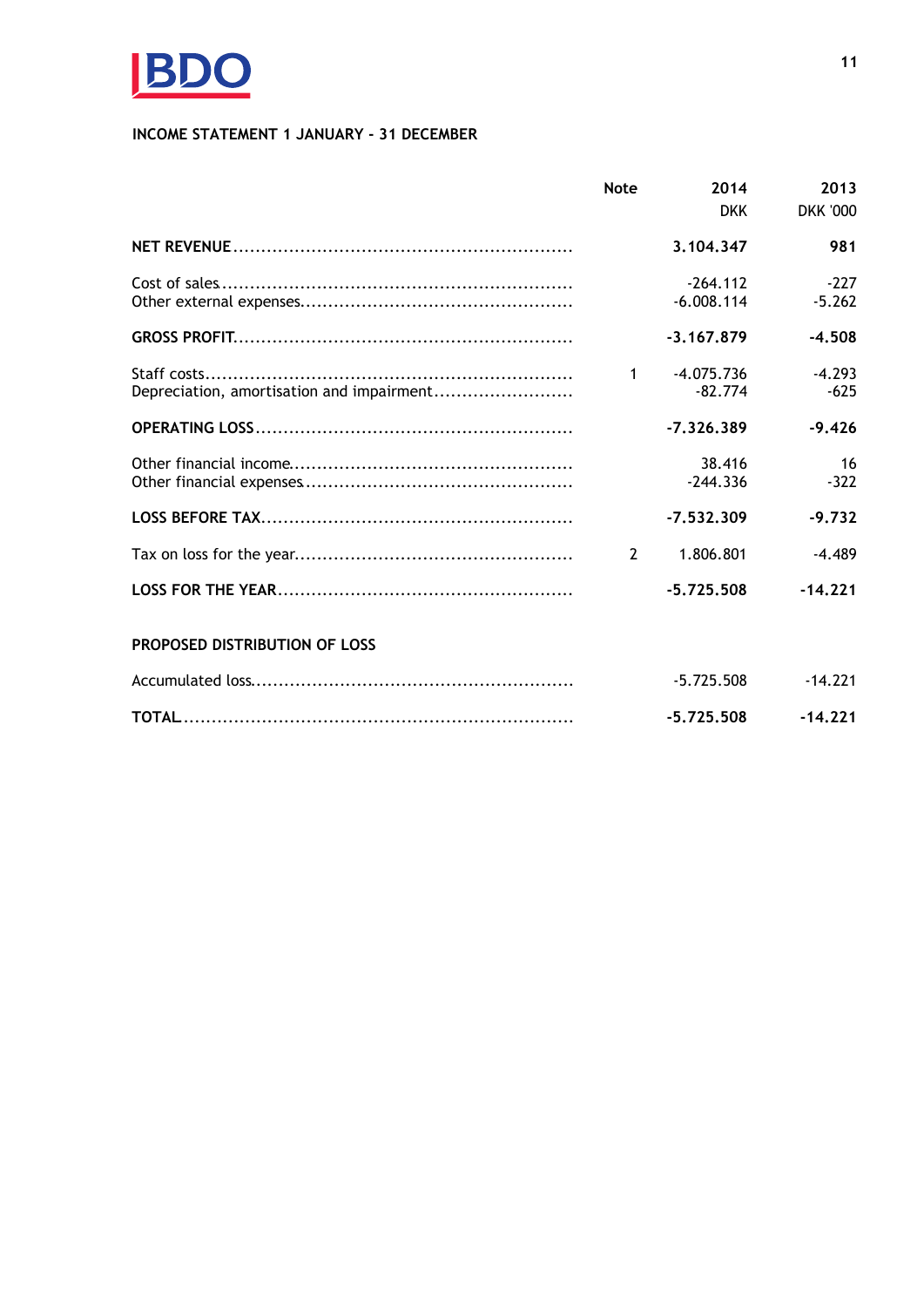## INCOME STATEMENT 1 JANUARY - 31 DECEMBER

| | Note | 2014<br>DKK | 2013<br>DKK '000 |
|---|---|---|---|
| **NET REVENUE** | | **3.104.347** | **981** |
| Cost of sales | | -264.112 | -227 |
| Other external expenses | | -6.008.114 | -5.262 |
| **GROSS PROFIT** | | **-3.167.879** | **-4.508** |
| Staff costs | 1 | -4.075.736 | -4.293 |
| Depreciation, amortisation and impairment | | -82.774 | -625 |
| **OPERATING LOSS** | | **-7.326.389** | **-9.426** |
| Other financial income | | 38.416 | 16 |
| Other financial expenses | | -244.336 | -322 |
| **LOSS BEFORE TAX** | | **-7.532.309** | **-9.732** |
| Tax on loss for the year | 2 | 1.806.801 | -4.489 |
| **LOSS FOR THE YEAR** | | **-5.725.508** | **-14.221** |

### PROPOSED DISTRIBUTION OF LOSS

| | | 2014<br>DKK | 2013<br>DKK '000 |
|---|---|---|---|
| Accumulated loss | | -5.725.508 | -14.221 |
| **TOTAL** | | **-5.725.508** | **-14.221** |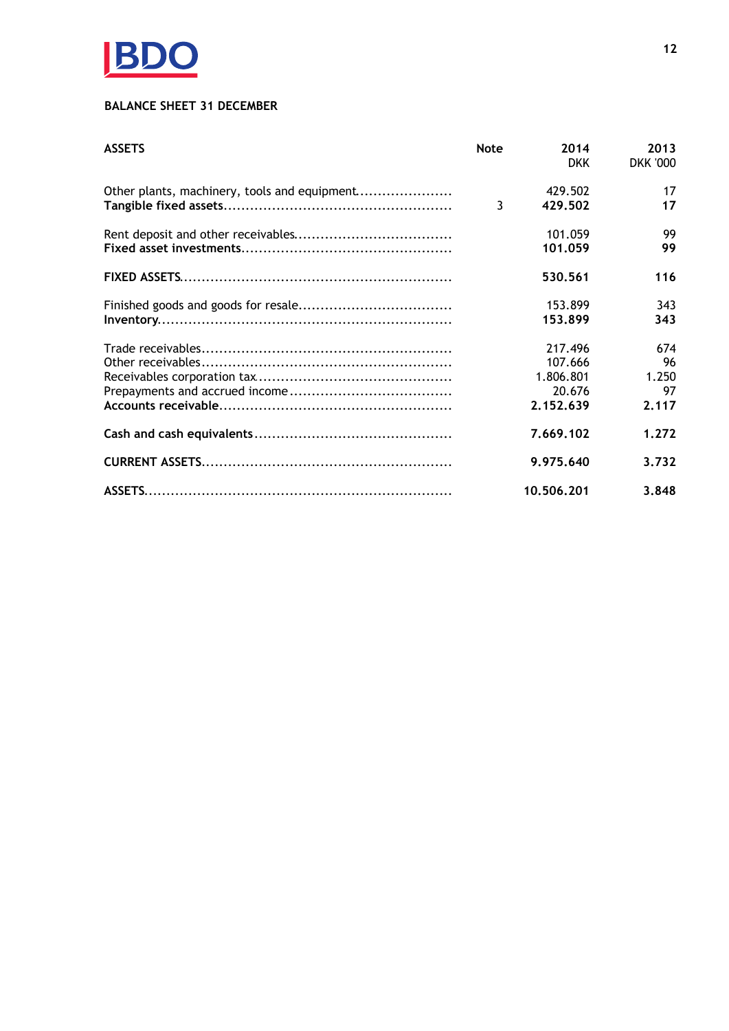## BALANCE SHEET 31 DECEMBER

| ASSETS | Note | 2014 DKK | 2013 DKK '000 |
|---|---|---|---|
| Other plants, machinery, tools and equipment |  | 429.502 | 17 |
| **Tangible fixed assets** | 3 | **429.502** | **17** |
| Rent deposit and other receivables |  | 101.059 | 99 |
| **Fixed asset investments** |  | **101.059** | **99** |
| **FIXED ASSETS** |  | **530.561** | **116** |
| Finished goods and goods for resale |  | 153.899 | 343 |
| **Inventory** |  | **153.899** | **343** |
| Trade receivables |  | 217.496 | 674 |
| Other receivables |  | 107.666 | 96 |
| Receivables corporation tax |  | 1.806.801 | 1.250 |
| Prepayments and accrued income |  | 20.676 | 97 |
| **Accounts receivable** |  | **2.152.639** | **2.117** |
| **Cash and cash equivalents** |  | **7.669.102** | **1.272** |
| **CURRENT ASSETS** |  | **9.975.640** | **3.732** |
| **ASSETS** |  | **10.506.201** | **3.848** |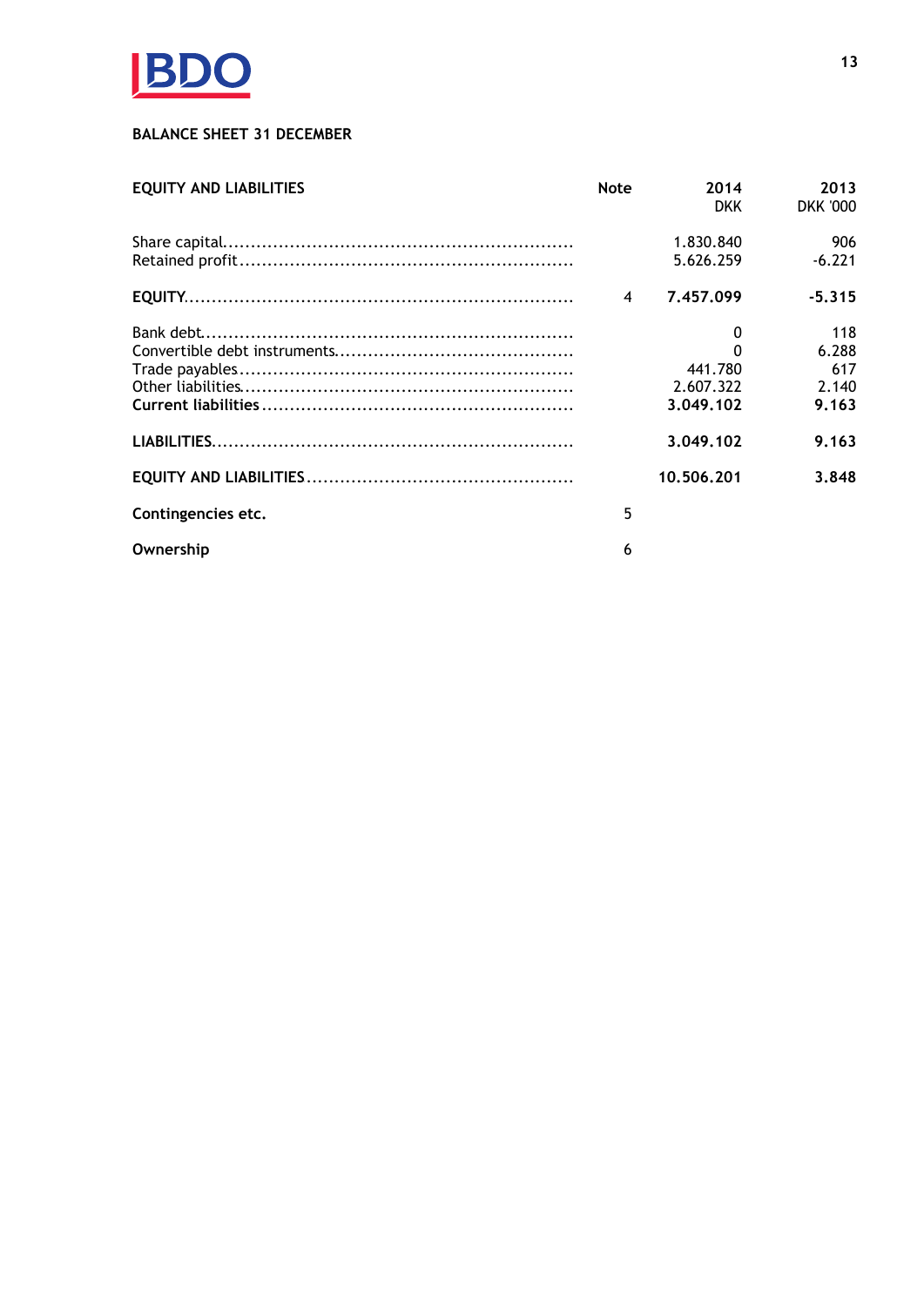## BALANCE SHEET 31 DECEMBER

| EQUITY AND LIABILITIES | Note | 2014<br>DKK | 2013<br>DKK '000 |
|---|---|---|---|
| Share capital |  | 1.830.840 | 906 |
| Retained profit |  | 5.626.259 | -6.221 |
| **EQUITY** | 4 | **7.457.099** | **-5.315** |
| Bank debt |  | 0 | 118 |
| Convertible debt instruments |  | 0 | 6.288 |
| Trade payables |  | 441.780 | 617 |
| Other liabilities |  | 2.607.322 | 2.140 |
| **Current liabilities** |  | **3.049.102** | **9.163** |
| **LIABILITIES** |  | **3.049.102** | **9.163** |
| **EQUITY AND LIABILITIES** |  | **10.506.201** | **3.848** |
| **Contingencies etc.** | 5 |  |  |
| **Ownership** | 6 |  |  |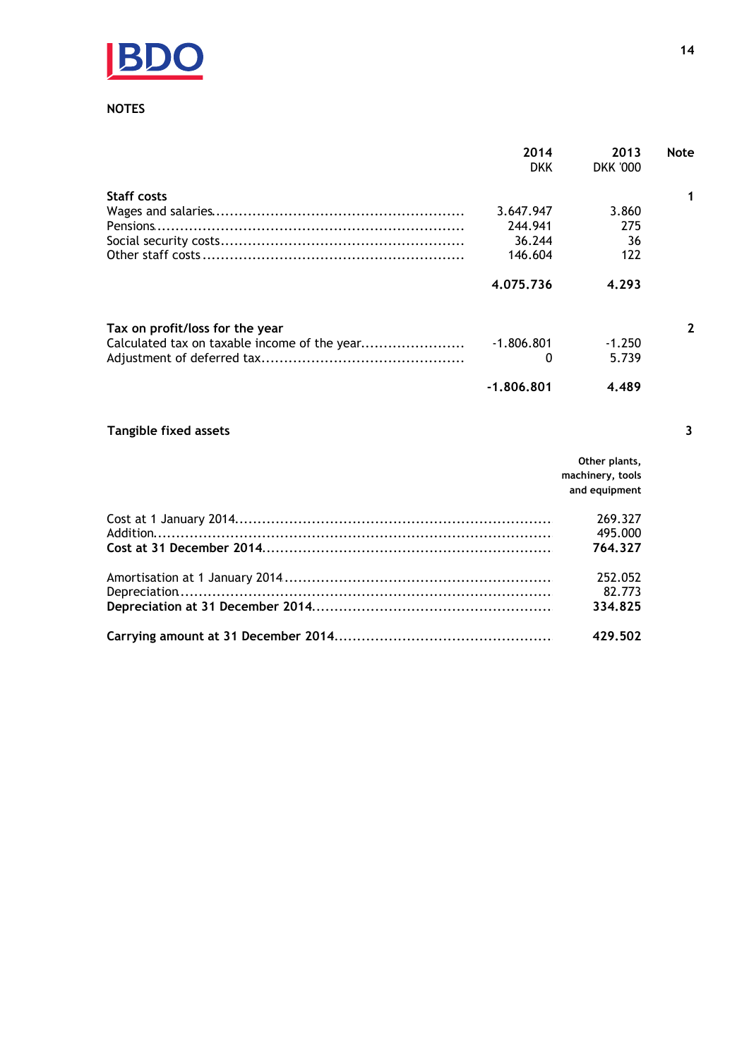## NOTES

| | 2014 DKK | 2013 DKK '000 | Note |
|---|---|---|---|
| **Staff costs** | | | 1 |
| Wages and salaries | 3.647.947 | 3.860 | |
| Pensions | 244.941 | 275 | |
| Social security costs | 36.244 | 36 | |
| Other staff costs | 146.604 | 122 | |
| | **4.075.736** | **4.293** | |
| **Tax on profit/loss for the year** | | | 2 |
| Calculated tax on taxable income of the year | -1.806.801 | -1.250 | |
| Adjustment of deferred tax | 0 | 5.739 | |
| | **-1.806.801** | **4.489** | |

**Tangible fixed assets** — Note 3

| | Other plants, machinery, tools and equipment |
|---|---|
| Cost at 1 January 2014 | 269.327 |
| Addition | 495.000 |
| **Cost at 31 December 2014** | **764.327** |
| Amortisation at 1 January 2014 | 252.052 |
| Depreciation | 82.773 |
| **Depreciation at 31 December 2014** | **334.825** |
| **Carrying amount at 31 December 2014** | **429.502** |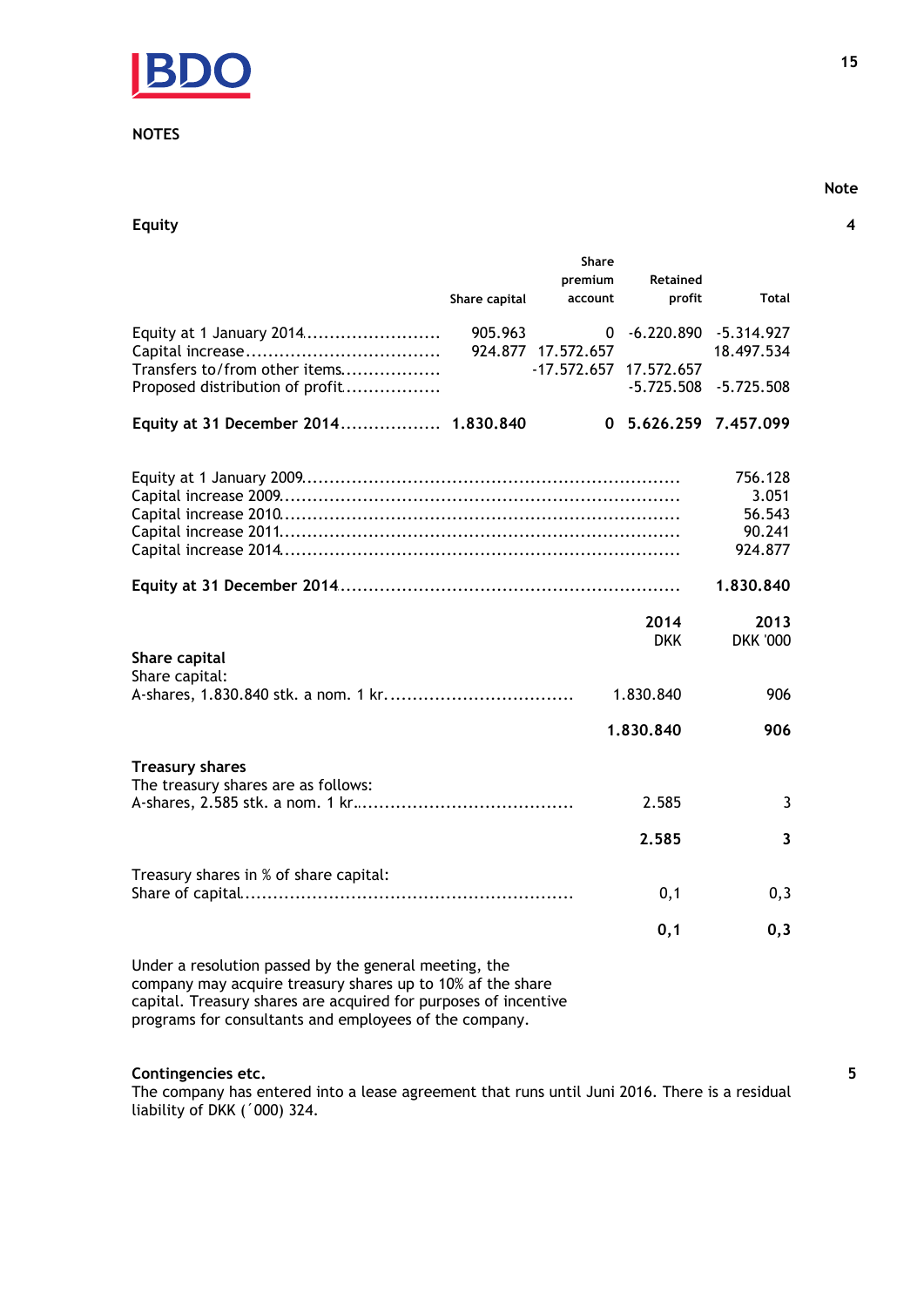## NOTES

Note

### Equity

4

| | Share capital | Share premium account | Retained profit | Total |
|---|---|---|---|---|
| Equity at 1 January 2014 | 905.963 | 0 | -6.220.890 | -5.314.927 |
| Capital increase | 924.877 | 17.572.657 | | 18.497.534 |
| Transfers to/from other items | | -17.572.657 | 17.572.657 | |
| Proposed distribution of profit | | | -5.725.508 | -5.725.508 |
| **Equity at 31 December 2014** | **1.830.840** | **0** | **5.626.259** | **7.457.099** |

| | |
|---|---|
| Equity at 1 January 2009 | 756.128 |
| Capital increase 2009 | 3.051 |
| Capital increase 2010 | 56.543 |
| Capital increase 2011 | 90.241 |
| Capital increase 2014 | 924.877 |
| **Equity at 31 December 2014** | **1.830.840** |

| | 2014 DKK | 2013 DKK '000 |
|---|---|---|
| **Share capital** | | |
| Share capital: | | |
| A-shares, 1.830.840 stk. a nom. 1 kr. | 1.830.840 | 906 |
| | **1.830.840** | **906** |
| **Treasury shares** | | |
| The treasury shares are as follows: | | |
| A-shares, 2.585 stk. a nom. 1 kr. | 2.585 | 3 |
| | **2.585** | **3** |
| Treasury shares in % of share capital: | | |
| Share of capital | 0,1 | 0,3 |
| | **0,1** | **0,3** |

Under a resolution passed by the general meeting, the company may acquire treasury shares up to 10% af the share capital. Treasury shares are acquired for purposes of incentive programs for consultants and employees of the company.

### Contingencies etc.

5

The company has entered into a lease agreement that runs until Juni 2016. There is a residual liability of DKK (´000) 324.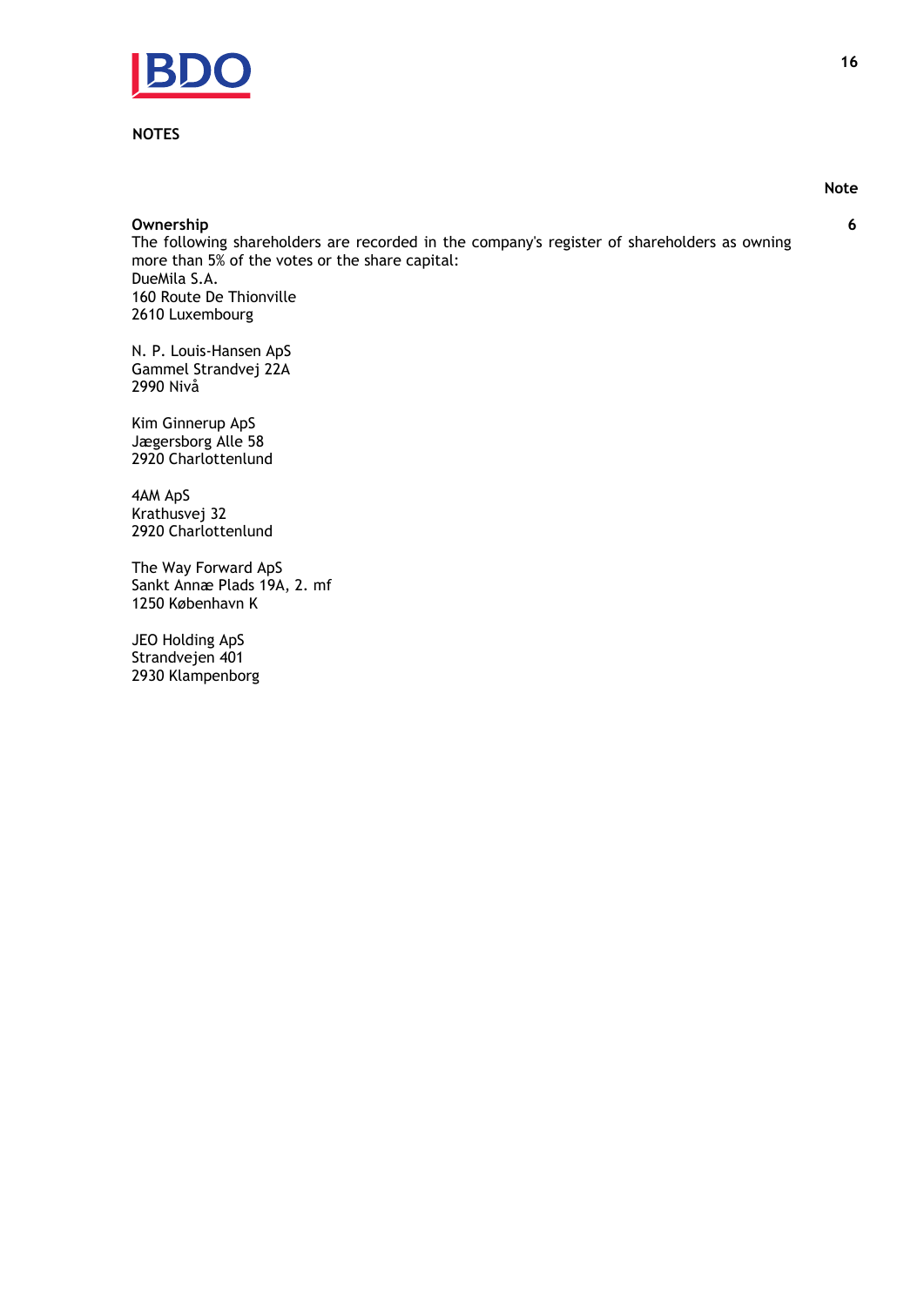## NOTES

| | Note |
|---|---|
| **Ownership** | **6** |

The following shareholders are recorded in the company's register of shareholders as owning more than 5% of the votes or the share capital:

DueMila S.A.
160 Route De Thionville
2610 Luxembourg

N. P. Louis-Hansen ApS
Gammel Strandvej 22A
2990 Nivå

Kim Ginnerup ApS
Jægersborg Alle 58
2920 Charlottenlund

4AM ApS
Krathusvej 32
2920 Charlottenlund

The Way Forward ApS
Sankt Annæ Plads 19A, 2. mf
1250 København K

JEO Holding ApS
Strandvejen 401
2930 Klampenborg